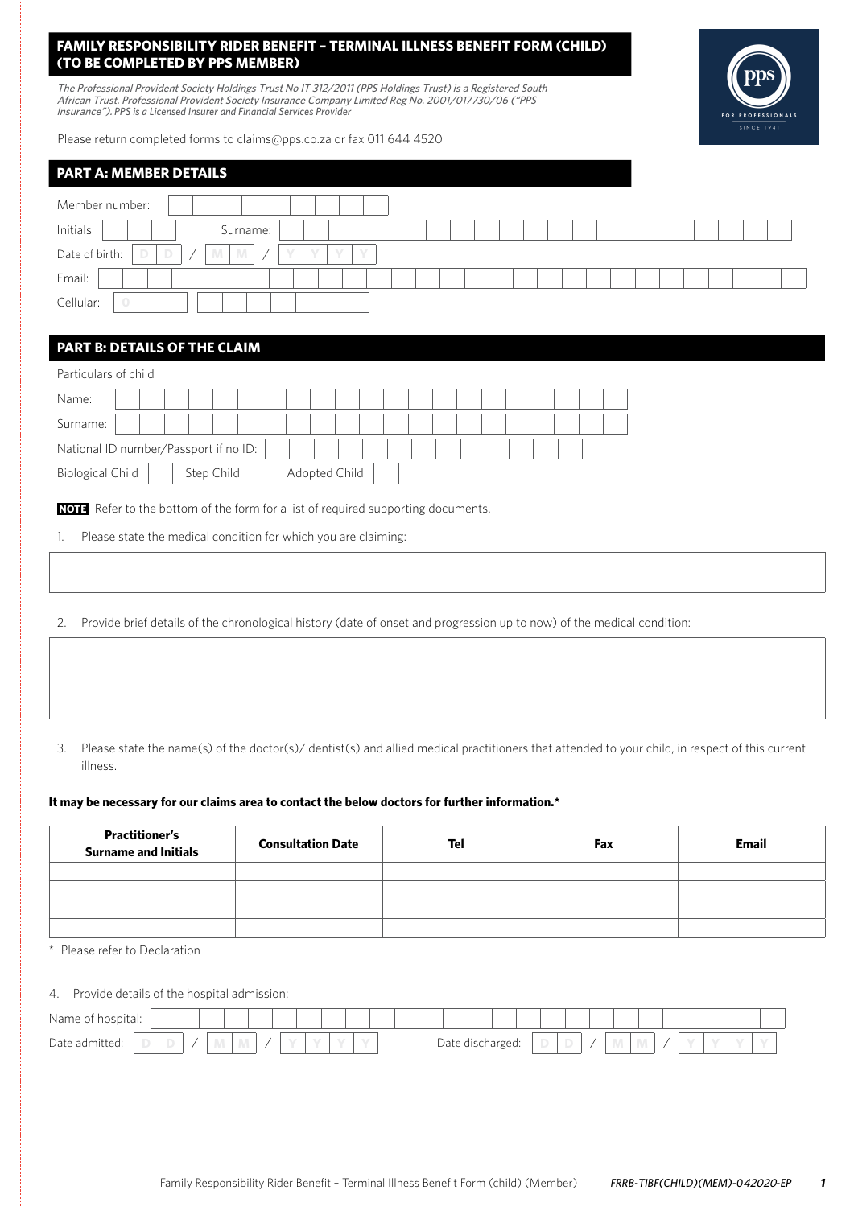# FAMILY RESPONSIBILITY RIDER BENEFIT – TERMINAL ILLNESS BENEFIT FORM (CHILD) (TO BE COMPLETED BY PPS MEMBER)

*The Professional Provident Society Holdings Trust No IT 312/2011 (PPS Holdings Trust) is a Registered South African Trust. Professional Provident Society Insurance Company Limited Reg No. 2001/017730/06 ("PPS Insurance"). PPS is a Licensed Insurer and Financial Services Provider*

Please return completed forms to claims@pps.co.za or fax 011 644 4520

## PART A: MEMBER DETAILS

Member number:

Initials: Surname:

Date of birth: D D / M M / Y Y Y Y

Email:

Cellular: 0

## PART B: DETAILS OF THE CLAIM

Particulars of child

Name:

Surname:

National ID number/Passport if no ID:

Biological Child ☐ Step Child ☐ Adopted Child ☐

**NOTE** Refer to the bottom of the form for a list of required supporting documents.

1. Please state the medical condition for which you are claiming:

2. Provide brief details of the chronological history (date of onset and progression up to now) of the medical condition:

3. Please state the name(s) of the doctor(s)/ dentist(s) and allied medical practitioners that attended to your child, in respect of this current illness.

**It may be necessary for our claims area to contact the below doctors for further information.***

| Practitioner's Surname and Initials | Consultation Date | Tel | Fax | Email |
|---|---|---|---|---|
| | | | | |
| | | | | |
| | | | | |
| | | | | |

\* Please refer to Declaration

4. Provide details of the hospital admission:

Name of hospital:

Date admitted: D D / M M / Y Y Y Y Date discharged: D D / M M / Y Y Y Y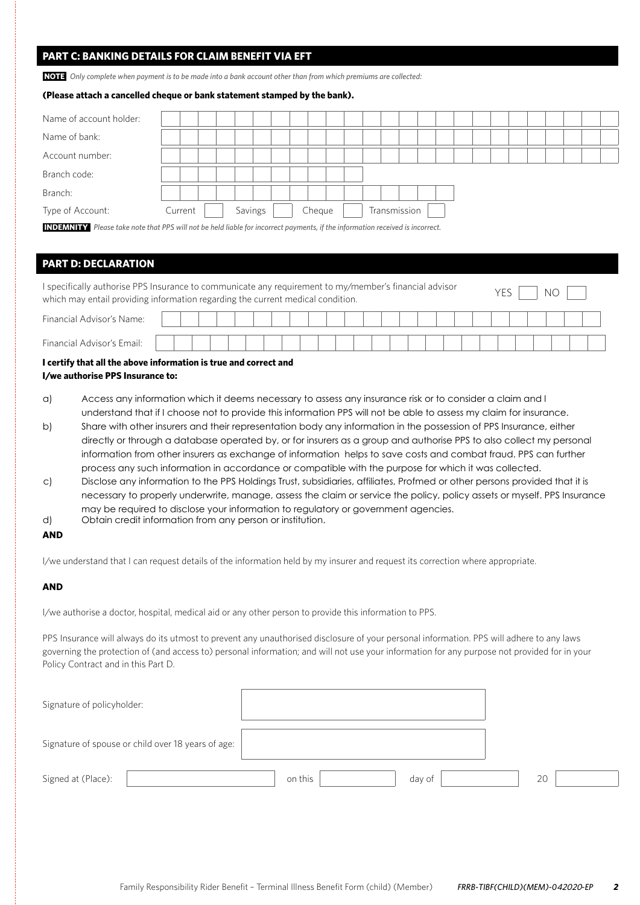## PART C: BANKING DETAILS FOR CLAIM BENEFIT VIA EFT

**NOTE** *Only complete when payment is to be made into a bank account other than from which premiums are collected:*

**(Please attach a cancelled cheque or bank statement stamped by the bank).**

| | |
|---|---|
| Name of account holder: | |
| Name of bank: | |
| Account number: | |
| Branch code: | |
| Branch: | |
| Type of Account: | Current ☐ Savings ☐ Cheque ☐ Transmission ☐ |

**INDEMNITY** *Please take note that PPS will not be held liable for incorrect payments, if the information received is incorrect.*

## PART D: DECLARATION

I specifically authorise PPS Insurance to communicate any requirement to my/member's financial advisor which may entail providing information regarding the current medical condition. YES ☐ NO ☐

| | |
|---|---|
| Financial Advisor's Name: | |
| Financial Advisor's Email: | |

**I certify that all the above information is true and correct and**
**I/we authorise PPS Insurance to:**

a) Access any information which it deems necessary to assess any insurance risk or to consider a claim and I understand that if I choose not to provide this information PPS will not be able to assess my claim for insurance.

b) Share with other insurers and their representation body any information in the possession of PPS Insurance, either directly or through a database operated by, or for insurers as a group and authorise PPS to also collect my personal information from other insurers as exchange of information helps to save costs and combat fraud. PPS can further process any such information in accordance or compatible with the purpose for which it was collected.

c) Disclose any information to the PPS Holdings Trust, subsidiaries, affiliates, Profmed or other persons provided that it is necessary to properly underwrite, manage, assess the claim or service the policy, policy assets or myself. PPS Insurance may be required to disclose your information to regulatory or government agencies.

d) Obtain credit information from any person or institution.

**AND**

I/we understand that I can request details of the information held by my insurer and request its correction where appropriate.

**AND**

I/we authorise a doctor, hospital, medical aid or any other person to provide this information to PPS.

PPS Insurance will always do its utmost to prevent any unauthorised disclosure of your personal information. PPS will adhere to any laws governing the protection of (and access to) personal information; and will not use your information for any purpose not provided for in your Policy Contract and in this Part D.

| | |
|---|---|
| Signature of policyholder: | |
| Signature of spouse or child over 18 years of age: | |

Signed at (Place): __________ on this __________ day of __________ 20 __________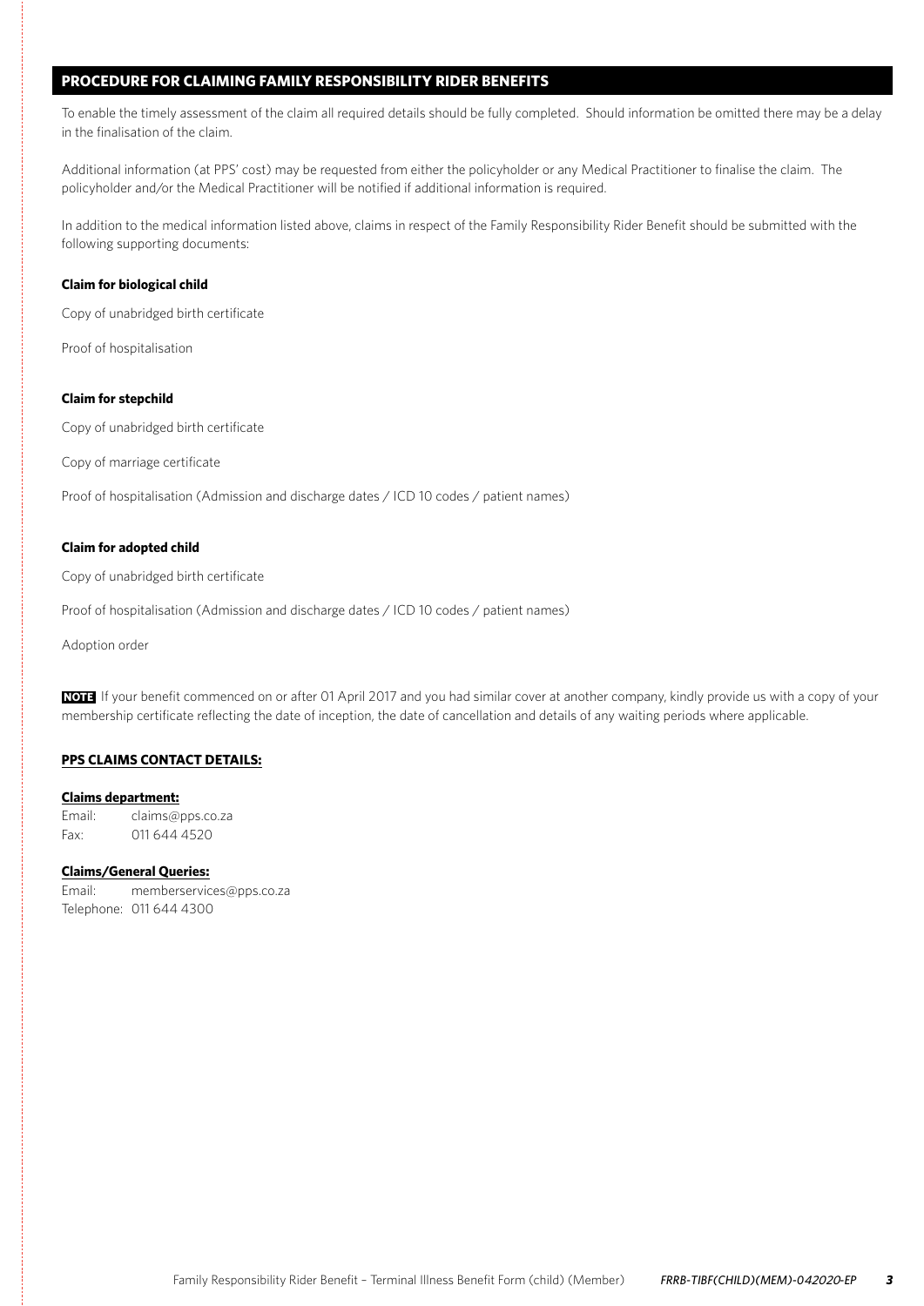## PROCEDURE FOR CLAIMING FAMILY RESPONSIBILITY RIDER BENEFITS

To enable the timely assessment of the claim all required details should be fully completed. Should information be omitted there may be a delay in the finalisation of the claim.

Additional information (at PPS' cost) may be requested from either the policyholder or any Medical Practitioner to finalise the claim. The policyholder and/or the Medical Practitioner will be notified if additional information is required.

In addition to the medical information listed above, claims in respect of the Family Responsibility Rider Benefit should be submitted with the following supporting documents:

**Claim for biological child**

Copy of unabridged birth certificate

Proof of hospitalisation

**Claim for stepchild**

Copy of unabridged birth certificate

Copy of marriage certificate

Proof of hospitalisation (Admission and discharge dates / ICD 10 codes / patient names)

**Claim for adopted child**

Copy of unabridged birth certificate

Proof of hospitalisation (Admission and discharge dates / ICD 10 codes / patient names)

Adoption order

**NOTE** If your benefit commenced on or after 01 April 2017 and you had similar cover at another company, kindly provide us with a copy of your membership certificate reflecting the date of inception, the date of cancellation and details of any waiting periods where applicable.

**PPS CLAIMS CONTACT DETAILS:**

**Claims department:**

Email: claims@pps.co.za
Fax: 011 644 4520

**Claims/General Queries:**

Email: memberservices@pps.co.za
Telephone: 011 644 4300